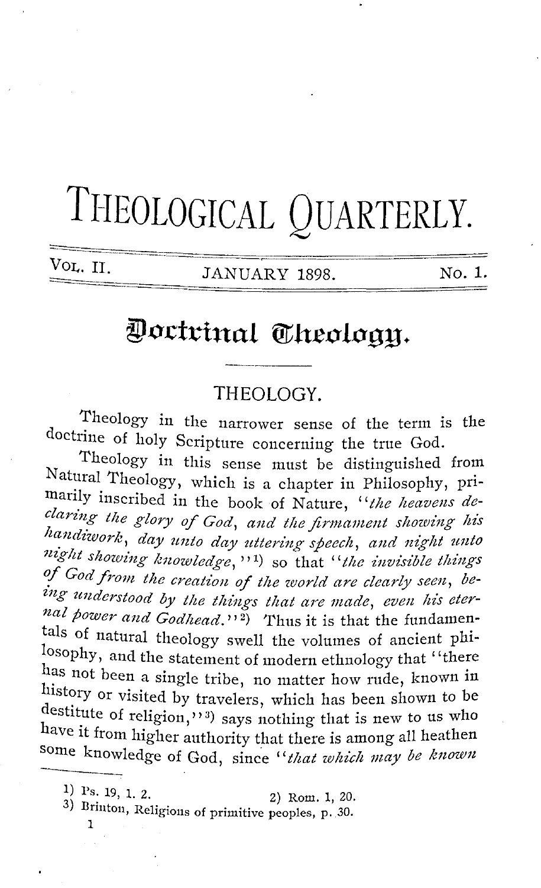# THEOLOGICAL QUARTERLY.

VOL. II. JANUARY 1898. No. 1.

## Doctrinal Theology.

### THEOLOGY.

Theology in the narrower sense of the term is the doctrine of holy Scripture concerning the true God.

Theology in this sense must be distinguished from Natural Theology, which is a chapter in Philosophy, primarily inscribed in the book of Nature, "*the heavens declaring the glory of God, and the firmament showing his handiwork, day unto day uttering speech, and night unto night showing knowledge*,"[1] so that "*the invisible things of God from the creation of the world are clearly seen, being understood by the things that are made, even his eternal power and Godhead*."[2] Thus it is that the fundamentals of natural theology swell the volumes of ancient philosophy, and the statement of modern ethnology that "there has not been a single tribe, no matter how rude, known in history or visited by travelers, which has been shown to be destitute of religion,"[3] says nothing that is new to us who have it from higher authority that there is among all heathen some knowledge of God, since "*that which may be known*

---

1) Ps. 19, 1. 2.
2) Rom. 1, 20.
3) Brinton, Religions of primitive peoples, p. 30.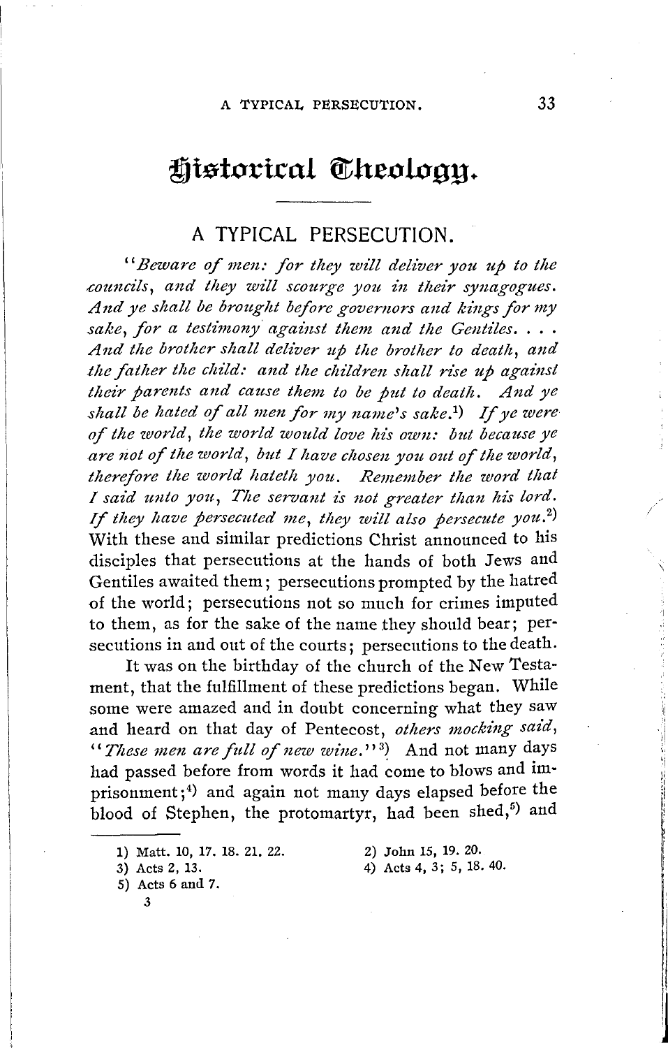# Historical Theology.

## A TYPICAL PERSECUTION.

"*Beware of men: for they will deliver you up to the councils, and they will scourge you in their synagogues. And ye shall be brought before governors and kings for my sake, for a testimony against them and the Gentiles. . . . And the brother shall deliver up the brother to death, and the father the child: and the children shall rise up against their parents and cause them to be put to death. And ye shall be hated of all men for my name's sake.*[1] *If ye were of the world, the world would love his own: but because ye are not of the world, but I have chosen you out of the world, therefore the world hateth you. Remember the word that I said unto you, The servant is not greater than his lord. If they have persecuted me, they will also persecute you.*[2] With these and similar predictions Christ announced to his disciples that persecutions at the hands of both Jews and Gentiles awaited them; persecutions prompted by the hatred of the world; persecutions not so much for crimes imputed to them, as for the sake of the name they should bear; persecutions in and out of the courts; persecutions to the death.

It was on the birthday of the church of the New Testament, that the fulfillment of these predictions began. While some were amazed and in doubt concerning what they saw and heard on that day of Pentecost, *others mocking said*, "*These men are full of new wine.*"[3] And not many days had passed before from words it had come to blows and imprisonment;[4] and again not many days elapsed before the blood of Stephen, the protomartyr, had been shed,[5] and

---

1) Matt. 10, 17. 18. 21. 22.

2) John 15, 19. 20.

3) Acts 2, 13.

4) Acts 4, 3; 5, 18. 40.

5) Acts 6 and 7.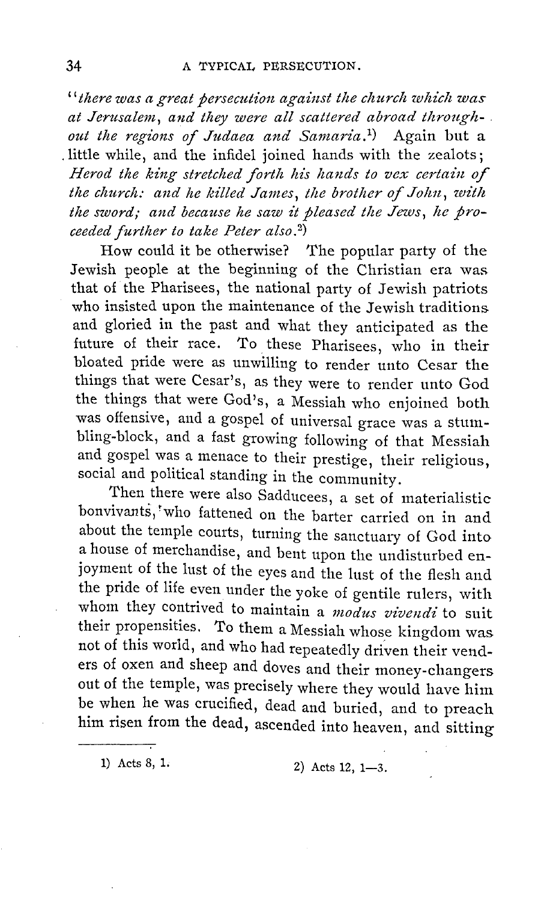"*there was a great persecution against the church which was at Jerusalem, and they were all scattered abroad throughout the regions of Judaea and Samaria.*[1]) Again but a little while, and the infidel joined hands with the zealots; *Herod the king stretched forth his hands to vex certain of the church: and he killed James, the brother of John, with the sword; and because he saw it pleased the Jews, he proceeded further to take Peter also.*[2])

How could it be otherwise? The popular party of the Jewish people at the beginning of the Christian era was that of the Pharisees, the national party of Jewish patriots who insisted upon the maintenance of the Jewish traditions and gloried in the past and what they anticipated as the future of their race. To these Pharisees, who in their bloated pride were as unwilling to render unto Cesar the things that were Cesar's, as they were to render unto God the things that were God's, a Messiah who enjoined both was offensive, and a gospel of universal grace was a stumbling-block, and a fast growing following of that Messiah and gospel was a menace to their prestige, their religious, social and political standing in the community.

Then there were also Sadducees, a set of materialistic bonvivants, who fattened on the barter carried on in and about the temple courts, turning the sanctuary of God into a house of merchandise, and bent upon the undisturbed enjoyment of the lust of the eyes and the lust of the flesh and the pride of life even under the yoke of gentile rulers, with whom they contrived to maintain a *modus vivendi* to suit their propensities. To them a Messiah whose kingdom was not of this world, and who had repeatedly driven their venders of oxen and sheep and doves and their money-changers out of the temple, was precisely where they would have him be when he was crucified, dead and buried, and to preach him risen from the dead, ascended into heaven, and sitting

---

1) Acts 8, 1.

2) Acts 12, 1—3.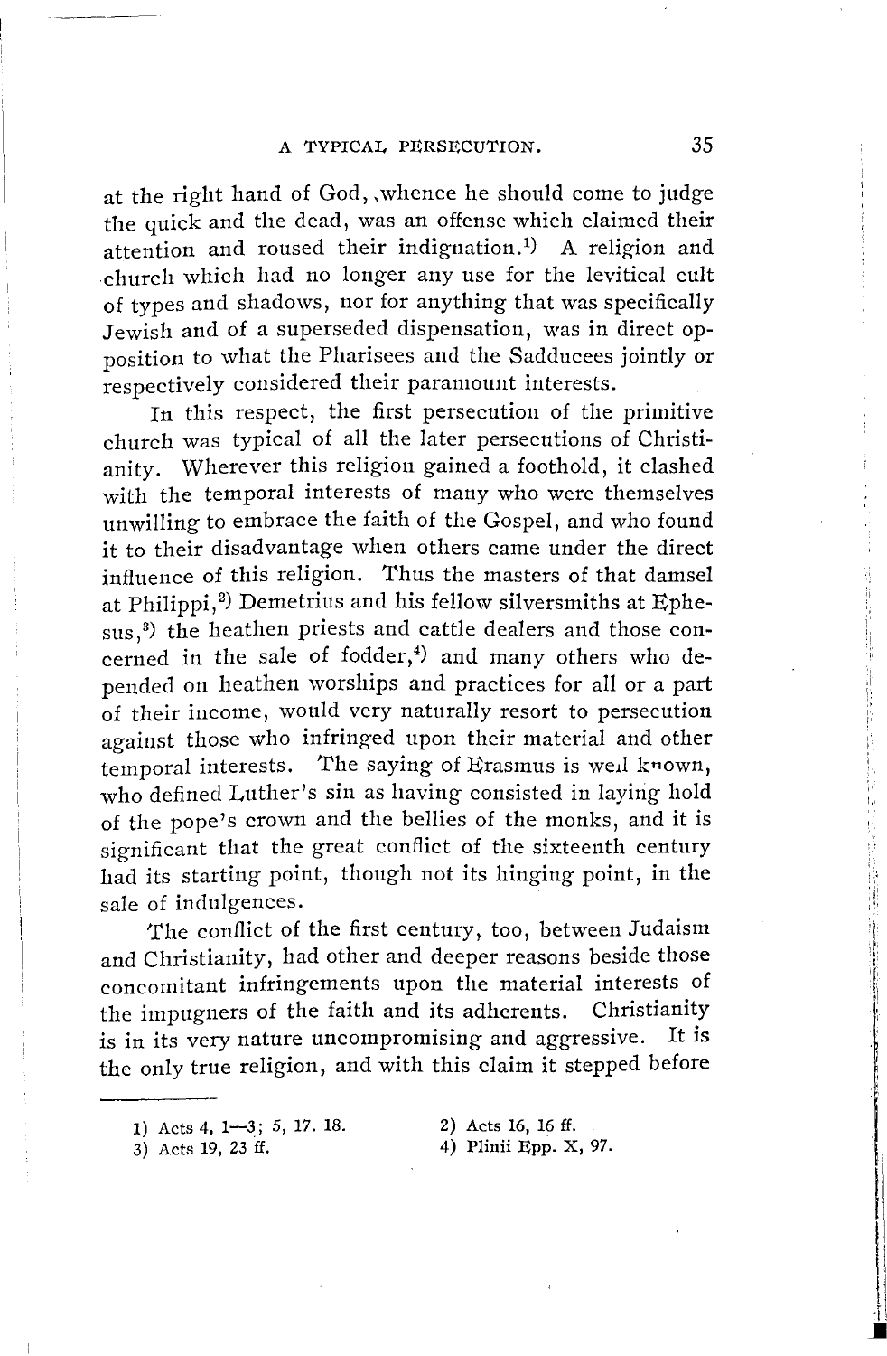at the right hand of God, whence he should come to judge the quick and the dead, was an offense which claimed their attention and roused their indignation.[1] A religion and church which had no longer any use for the levitical cult of types and shadows, nor for anything that was specifically Jewish and of a superseded dispensation, was in direct opposition to what the Pharisees and the Sadducees jointly or respectively considered their paramount interests.

In this respect, the first persecution of the primitive church was typical of all the later persecutions of Christianity. Wherever this religion gained a foothold, it clashed with the temporal interests of many who were themselves unwilling to embrace the faith of the Gospel, and who found it to their disadvantage when others came under the direct influence of this religion. Thus the masters of that damsel at Philippi,[2] Demetrius and his fellow silversmiths at Ephesus,[3] the heathen priests and cattle dealers and those concerned in the sale of fodder,[4] and many others who depended on heathen worships and practices for all or a part of their income, would very naturally resort to persecution against those who infringed upon their material and other temporal interests. The saying of Erasmus is well known, who defined Luther's sin as having consisted in laying hold of the pope's crown and the bellies of the monks, and it is significant that the great conflict of the sixteenth century had its starting point, though not its hinging point, in the sale of indulgences.

The conflict of the first century, too, between Judaism and Christianity, had other and deeper reasons beside those concomitant infringements upon the material interests of the impugners of the faith and its adherents. Christianity is in its very nature uncompromising and aggressive. It is the only true religion, and with this claim it stepped before

---

1) Acts 4, 1—3; 5, 17. 18.

2) Acts 16, 16 ff.

3) Acts 19, 23 ff.

4) Plinii Epp. X, 97.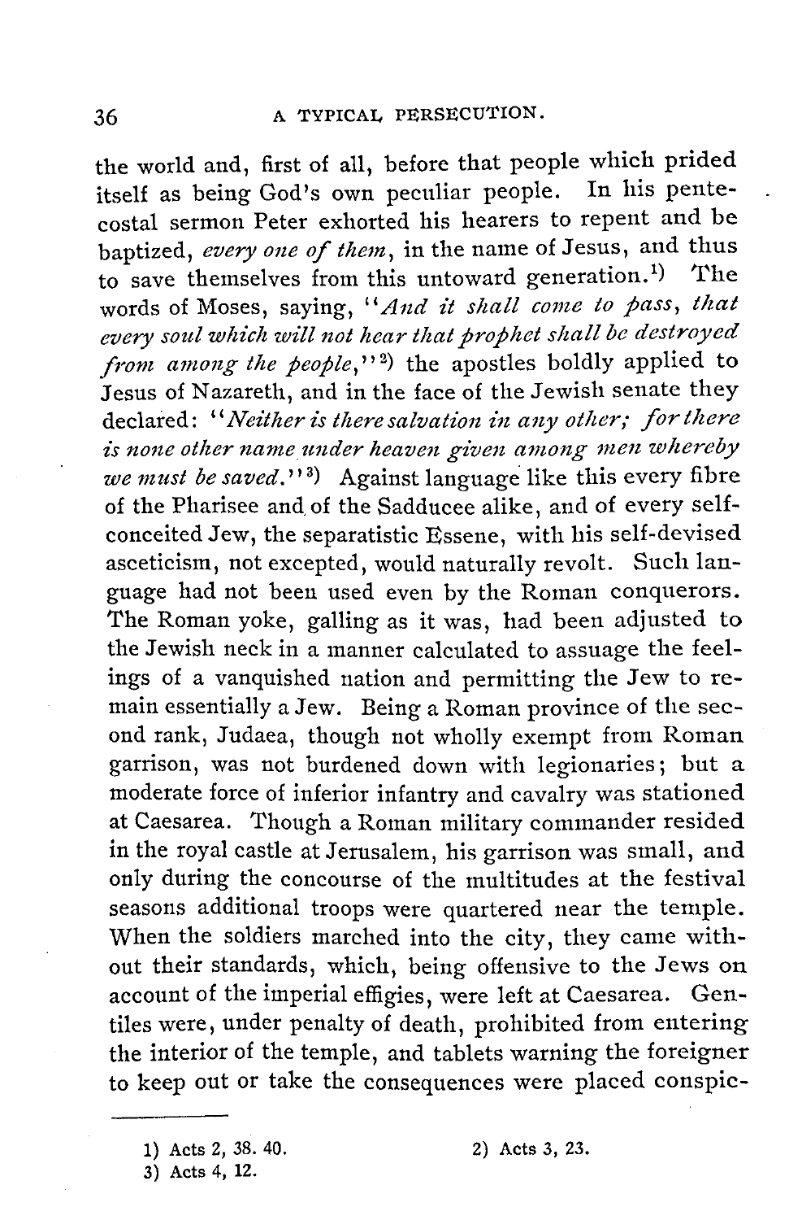the world and, first of all, before that people which prided itself as being God's own peculiar people. In his pentecostal sermon Peter exhorted his hearers to repent and be baptized, *every one of them*, in the name of Jesus, and thus to save themselves from this untoward generation.[1] The words of Moses, saying, "*And it shall come to pass, that every soul which will not hear that prophet shall be destroyed from among the people*,"[2] the apostles boldly applied to Jesus of Nazareth, and in the face of the Jewish senate they declared: "*Neither is there salvation in any other; for there is none other name under heaven given among men whereby we must be saved.*"[3] Against language like this every fibre of the Pharisee and of the Sadducee alike, and of every self-conceited Jew, the separatistic Essene, with his self-devised asceticism, not excepted, would naturally revolt. Such language had not been used even by the Roman conquerors. The Roman yoke, galling as it was, had been adjusted to the Jewish neck in a manner calculated to assuage the feelings of a vanquished nation and permitting the Jew to remain essentially a Jew. Being a Roman province of the second rank, Judaea, though not wholly exempt from Roman garrison, was not burdened down with legionaries; but a moderate force of inferior infantry and cavalry was stationed at Caesarea. Though a Roman military commander resided in the royal castle at Jerusalem, his garrison was small, and only during the concourse of the multitudes at the festival seasons additional troops were quartered near the temple. When the soldiers marched into the city, they came without their standards, which, being offensive to the Jews on account of the imperial effigies, were left at Caesarea. Gentiles were, under penalty of death, prohibited from entering the interior of the temple, and tablets warning the foreigner to keep out or take the consequences were placed conspic-

---

1) Acts 2, 38. 40.

2) Acts 3, 23.

3) Acts 4, 12.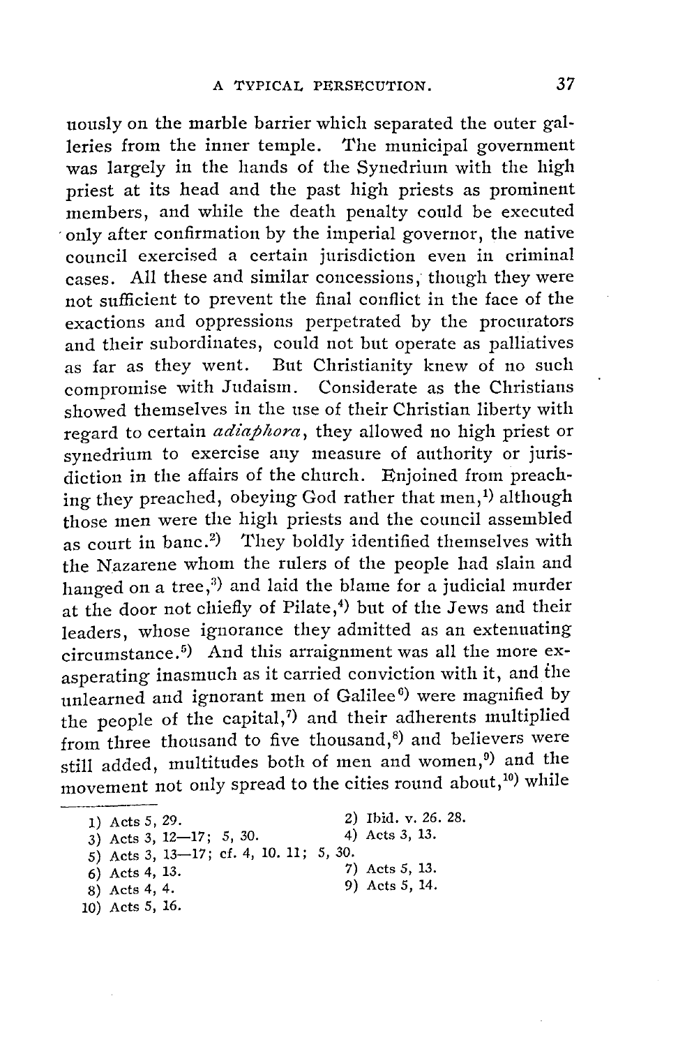nously on the marble barrier which separated the outer galleries from the inner temple. The municipal government was largely in the hands of the Synedrium with the high priest at its head and the past high priests as prominent members, and while the death penalty could be executed only after confirmation by the imperial governor, the native council exercised a certain jurisdiction even in criminal cases. All these and similar concessions, though they were not sufficient to prevent the final conflict in the face of the exactions and oppressions perpetrated by the procurators and their subordinates, could not but operate as palliatives as far as they went. But Christianity knew of no such compromise with Judaism. Considerate as the Christians showed themselves in the use of their Christian liberty with regard to certain *adiaphora*, they allowed no high priest or synedrium to exercise any measure of authority or jurisdiction in the affairs of the church. Enjoined from preaching they preached, obeying God rather that men,[1] although those men were the high priests and the council assembled as court in banc.[2] They boldly identified themselves with the Nazarene whom the rulers of the people had slain and hanged on a tree,[3] and laid the blame for a judicial murder at the door not chiefly of Pilate,[4] but of the Jews and their leaders, whose ignorance they admitted as an extenuating circumstance.[5] And this arraignment was all the more exasperating inasmuch as it carried conviction with it, and the unlearned and ignorant men of Galilee[6] were magnified by the people of the capital,[7] and their adherents multiplied from three thousand to five thousand,[8] and believers were still added, multitudes both of men and women,[9] and the movement not only spread to the cities round about,[10] while

---

1) Acts 5, 29.
2) Ibid. v. 26. 28.
3) Acts 3, 12—17; 5, 30.
4) Acts 3, 13.
5) Acts 3, 13—17; cf. 4, 10. 11; 5, 30.
6) Acts 4, 13.
7) Acts 5, 13.
8) Acts 4, 4.
9) Acts 5, 14.
10) Acts 5, 16.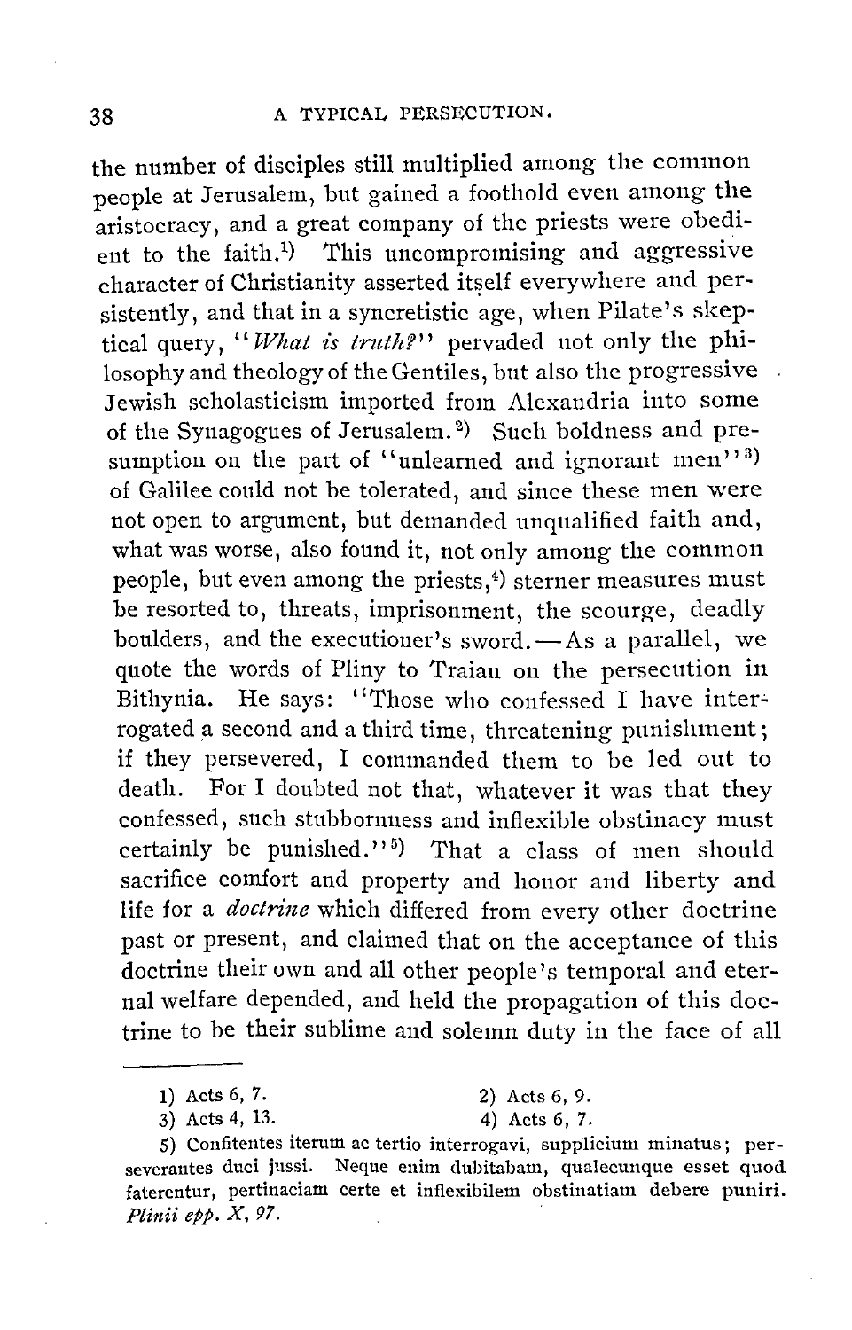the number of disciples still multiplied among the common people at Jerusalem, but gained a foothold even among the aristocracy, and a great company of the priests were obedient to the faith.[1] This uncompromising and aggressive character of Christianity asserted itself everywhere and persistently, and that in a syncretistic age, when Pilate's skeptical query, "*What is truth?*" pervaded not only the philosophy and theology of the Gentiles, but also the progressive Jewish scholasticism imported from Alexandria into some of the Synagogues of Jerusalem.[2] Such boldness and presumption on the part of "unlearned and ignorant men"[3] of Galilee could not be tolerated, and since these men were not open to argument, but demanded unqualified faith and, what was worse, also found it, not only among the common people, but even among the priests,[4] sterner measures must be resorted to, threats, imprisonment, the scourge, deadly boulders, and the executioner's sword.—As a parallel, we quote the words of Pliny to Traian on the persecution in Bithynia. He says: "Those who confessed I have interrogated a second and a third time, threatening punishment; if they persevered, I commanded them to be led out to death. For I doubted not that, whatever it was that they confessed, such stubbornness and inflexible obstinacy must certainly be punished."[5] That a class of men should sacrifice comfort and property and honor and liberty and life for a *doctrine* which differed from every other doctrine past or present, and claimed that on the acceptance of this doctrine their own and all other people's temporal and eternal welfare depended, and held the propagation of this doctrine to be their sublime and solemn duty in the face of all

---

1) Acts 6, 7.
2) Acts 6, 9.
3) Acts 4, 13.
4) Acts 6, 7.
5) Confitentes iterum ac tertio interrogavi, supplicium minatus; perseverantes duci jussi. Neque enim dubitabam, qualecunque esset quod faterentur, pertinaciam certe et inflexibilem obstinatiam debere puniri. *Plinii epp. X, 97.*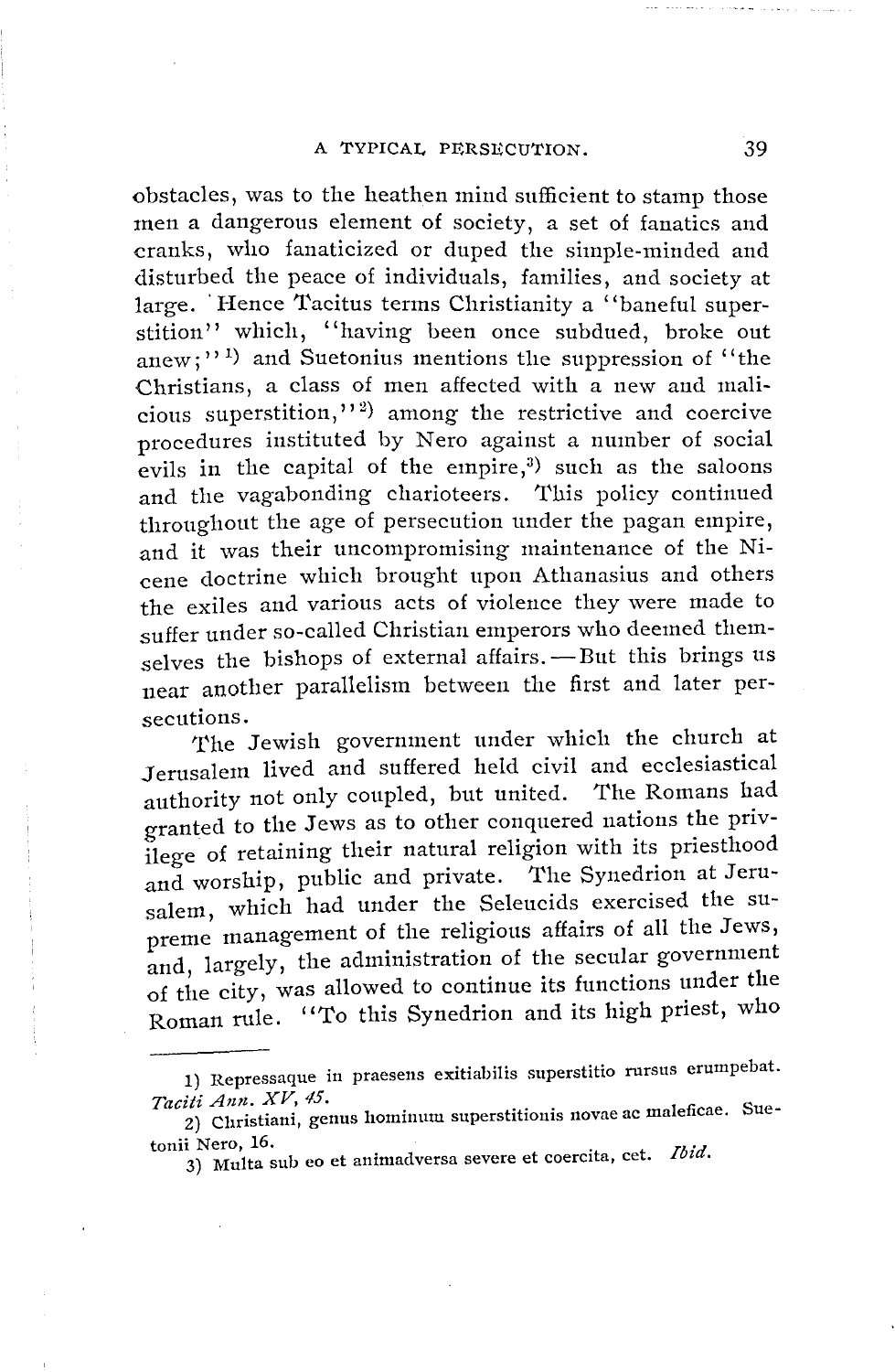obstacles, was to the heathen mind sufficient to stamp those men a dangerous element of society, a set of fanatics and cranks, who fanaticized or duped the simple-minded and disturbed the peace of individuals, families, and society at large. Hence Tacitus terms Christianity a "baneful superstition" which, "having been once subdued, broke out anew;"[1] and Suetonius mentions the suppression of "the Christians, a class of men affected with a new and malicious superstition,"[2] among the restrictive and coercive procedures instituted by Nero against a number of social evils in the capital of the empire,[3] such as the saloons and the vagabonding charioteers. This policy continued throughout the age of persecution under the pagan empire, and it was their uncompromising maintenance of the Nicene doctrine which brought upon Athanasius and others the exiles and various acts of violence they were made to suffer under so-called Christian emperors who deemed themselves the bishops of external affairs.—But this brings us near another parallelism between the first and later persecutions.

The Jewish government under which the church at Jerusalem lived and suffered held civil and ecclesiastical authority not only coupled, but united. The Romans had granted to the Jews as to other conquered nations the privilege of retaining their natural religion with its priesthood and worship, public and private. The Synedrion at Jerusalem, which had under the Seleucids exercised the supreme management of the religious affairs of all the Jews, and, largely, the administration of the secular government of the city, was allowed to continue its functions under the Roman rule. "To this Synedrion and its high priest, who

---

1) Repressaque in praesens exitiabilis superstitio rursus erumpebat. *Taciti Ann. XV, 45.*

2) Christiani, genus hominum superstitionis novae ac maleficae. Suetonii Nero, 16.

3) Multa sub eo et animadversa severe et coercita, cet. *Ibid.*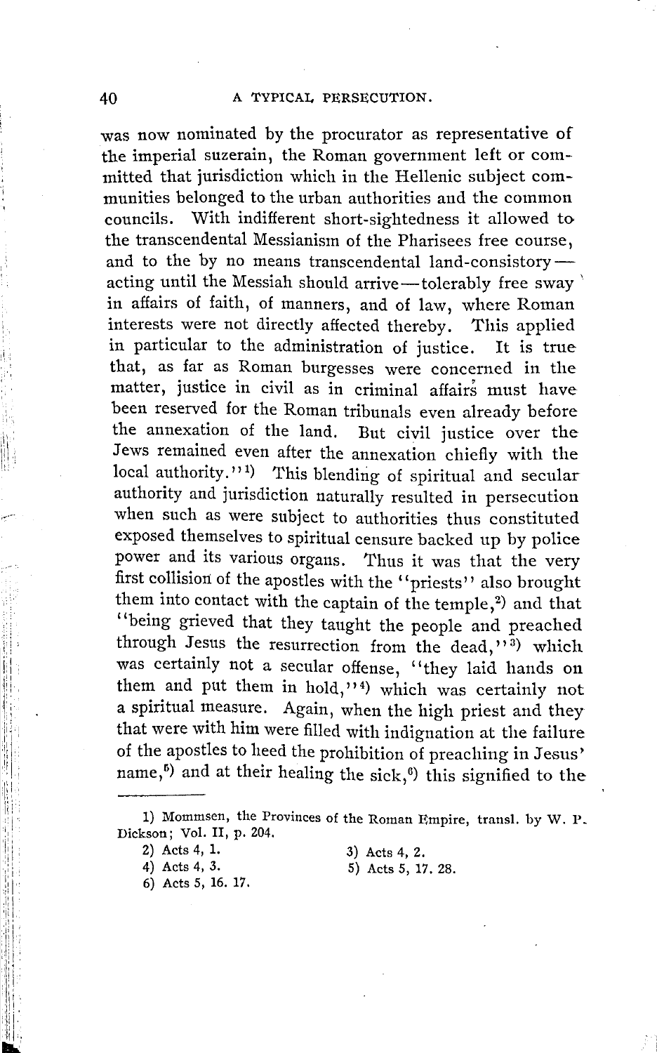was now nominated by the procurator as representative of the imperial suzerain, the Roman government left or committed that jurisdiction which in the Hellenic subject communities belonged to the urban authorities and the common councils. With indifferent short-sightedness it allowed to the transcendental Messianism of the Pharisees free course, and to the by no means transcendental land-consistory—acting until the Messiah should arrive—tolerably free sway in affairs of faith, of manners, and of law, where Roman interests were not directly affected thereby. This applied in particular to the administration of justice. It is true that, as far as Roman burgesses were concerned in the matter, justice in civil as in criminal affairs must have been reserved for the Roman tribunals even already before the annexation of the land. But civil justice over the Jews remained even after the annexation chiefly with the local authority."[1] This blending of spiritual and secular authority and jurisdiction naturally resulted in persecution when such as were subject to authorities thus constituted exposed themselves to spiritual censure backed up by police power and its various organs. Thus it was that the very first collision of the apostles with the "priests" also brought them into contact with the captain of the temple,[2] and that "being grieved that they taught the people and preached through Jesus the resurrection from the dead,"[3] which was certainly not a secular offense, "they laid hands on them and put them in hold,"[4] which was certainly not a spiritual measure. Again, when the high priest and they that were with him were filled with indignation at the failure of the apostles to heed the prohibition of preaching in Jesus' name,[5] and at their healing the sick,[6] this signified to the

---

1) Mommsen, the Provinces of the Roman Empire, transl. by W. P. Dickson; Vol. II, p. 204.

2) Acts 4, 1.

3) Acts 4, 2.

4) Acts 4, 3.

5) Acts 5, 17. 28.

6) Acts 5, 16. 17.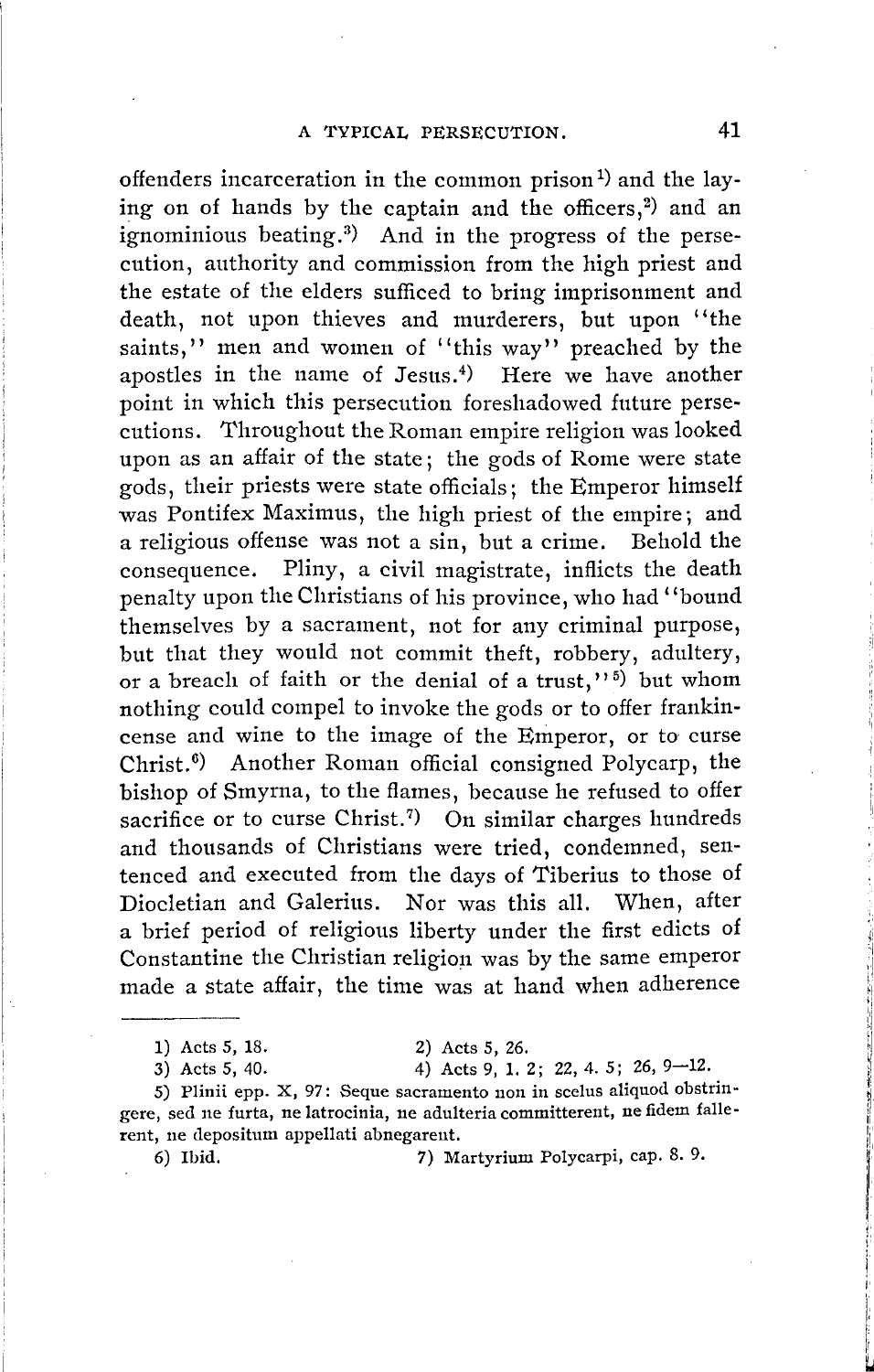offenders incarceration in the common prison[1]) and the laying on of hands by the captain and the officers,[2]) and an ignominious beating.[3]) And in the progress of the persecution, authority and commission from the high priest and the estate of the elders sufficed to bring imprisonment and death, not upon thieves and murderers, but upon "the saints," men and women of "this way" preached by the apostles in the name of Jesus.[4]) Here we have another point in which this persecution foreshadowed future persecutions. Throughout the Roman empire religion was looked upon as an affair of the state; the gods of Rome were state gods, their priests were state officials; the Emperor himself was Pontifex Maximus, the high priest of the empire; and a religious offense was not a sin, but a crime. Behold the consequence. Pliny, a civil magistrate, inflicts the death penalty upon the Christians of his province, who had "bound themselves by a sacrament, not for any criminal purpose, but that they would not commit theft, robbery, adultery, or a breach of faith or the denial of a trust,"[5]) but whom nothing could compel to invoke the gods or to offer frankincense and wine to the image of the Emperor, or to curse Christ.[6]) Another Roman official consigned Polycarp, the bishop of Smyrna, to the flames, because he refused to offer sacrifice or to curse Christ.[7]) On similar charges hundreds and thousands of Christians were tried, condemned, sentenced and executed from the days of Tiberius to those of Diocletian and Galerius. Nor was this all. When, after a brief period of religious liberty under the first edicts of Constantine the Christian religion was by the same emperor made a state affair, the time was at hand when adherence

---

1) Acts 5, 18.  2) Acts 5, 26.

3) Acts 5, 40.  4) Acts 9, 1. 2; 22, 4. 5; 26, 9—12.

5) Plinii epp. X, 97: Seque sacramento non in scelus aliquod obstringere, sed ne furta, ne latrocinia, ne adulteria committerent, ne fidem fallerent, ne depositum appellati abnegarent.

6) Ibid.  7) Martyrium Polycarpi, cap. 8. 9.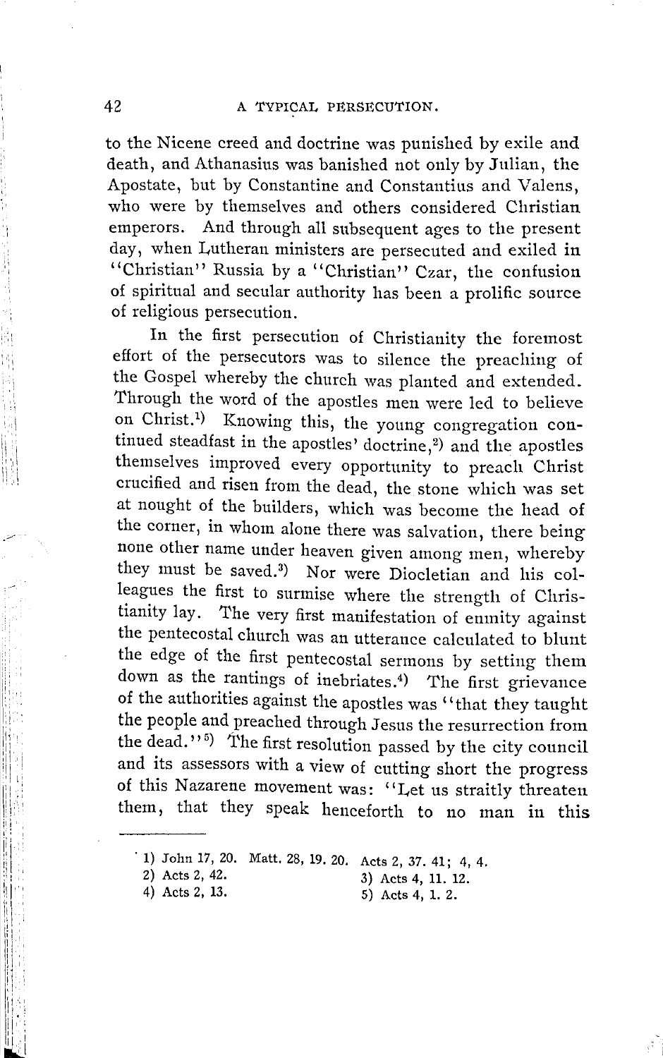to the Nicene creed and doctrine was punished by exile and death, and Athanasius was banished not only by Julian, the Apostate, but by Constantine and Constantius and Valens, who were by themselves and others considered Christian emperors. And through all subsequent ages to the present day, when Lutheran ministers are persecuted and exiled in "Christian" Russia by a "Christian" Czar, the confusion of spiritual and secular authority has been a prolific source of religious persecution.

In the first persecution of Christianity the foremost effort of the persecutors was to silence the preaching of the Gospel whereby the church was planted and extended. Through the word of the apostles men were led to believe on Christ.[1] Knowing this, the young congregation continued steadfast in the apostles' doctrine,[2] and the apostles themselves improved every opportunity to preach Christ crucified and risen from the dead, the stone which was set at nought of the builders, which was become the head of the corner, in whom alone there was salvation, there being none other name under heaven given among men, whereby they must be saved.[3] Nor were Diocletian and his colleagues the first to surmise where the strength of Christianity lay. The very first manifestation of enmity against the pentecostal church was an utterance calculated to blunt the edge of the first pentecostal sermons by setting them down as the rantings of inebriates.[4] The first grievance of the authorities against the apostles was "that they taught the people and preached through Jesus the resurrection from the dead."[5] The first resolution passed by the city council and its assessors with a view of cutting short the progress of this Nazarene movement was: "Let us straitly threaten them, that they speak henceforth to no man in this

---

1) John 17, 20. Matt. 28, 19. 20. Acts 2, 37. 41; 4, 4.
2) Acts 2, 42.
3) Acts 4, 11. 12.
4) Acts 2, 13.
5) Acts 4, 1. 2.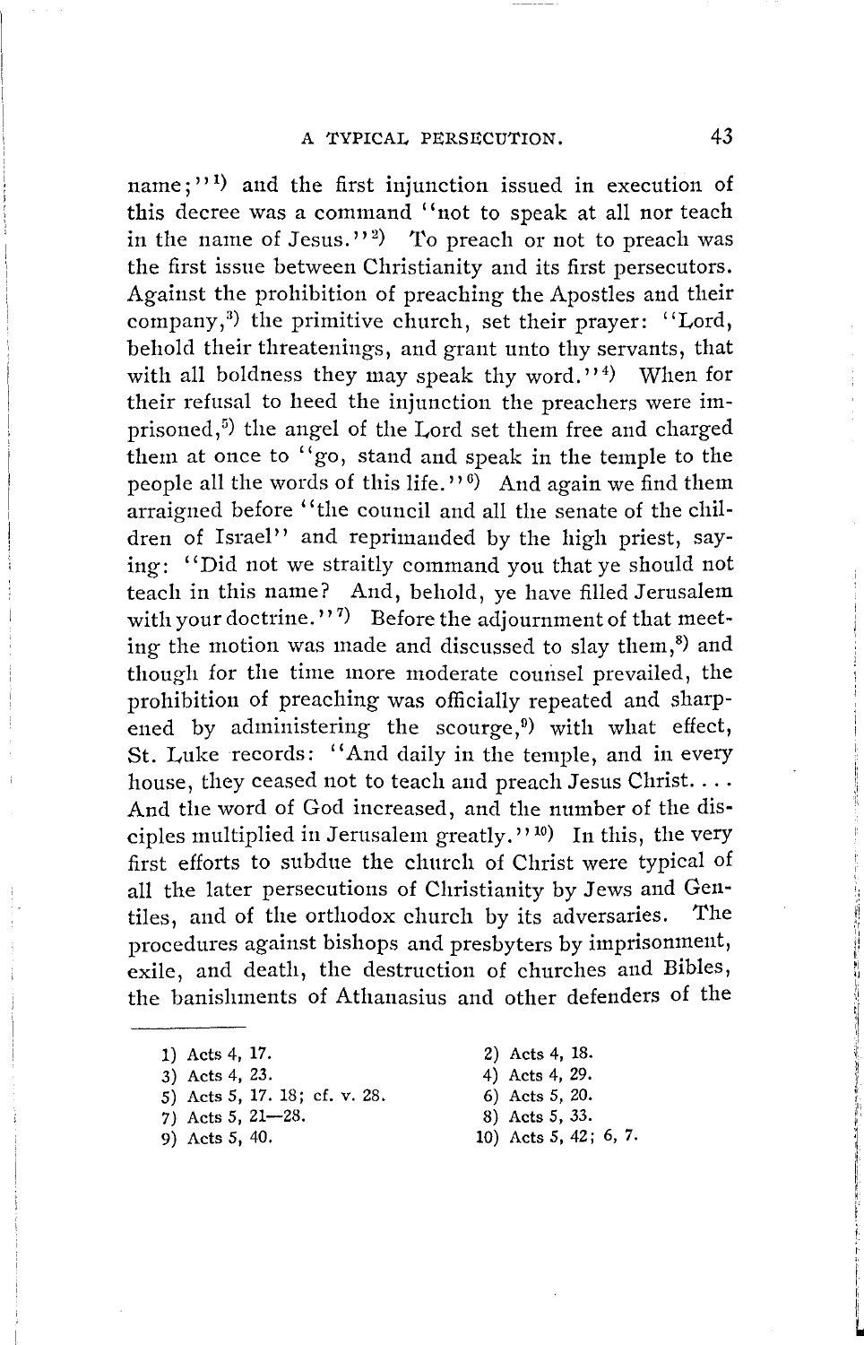name;"[1] and the first injunction issued in execution of this decree was a command "not to speak at all nor teach in the name of Jesus."[2] To preach or not to preach was the first issue between Christianity and its first persecutors. Against the prohibition of preaching the Apostles and their company,[3] the primitive church, set their prayer: "Lord, behold their threatenings, and grant unto thy servants, that with all boldness they may speak thy word."[4] When for their refusal to heed the injunction the preachers were imprisoned,[5] the angel of the Lord set them free and charged them at once to "go, stand and speak in the temple to the people all the words of this life."[6] And again we find them arraigned before "the council and all the senate of the children of Israel" and reprimanded by the high priest, saying: "Did not we straitly command you that ye should not teach in this name? And, behold, ye have filled Jerusalem with your doctrine."[7] Before the adjournment of that meeting the motion was made and discussed to slay them,[8] and though for the time more moderate counsel prevailed, the prohibition of preaching was officially repeated and sharpened by administering the scourge,[9] with what effect, St. Luke records: "And daily in the temple, and in every house, they ceased not to teach and preach Jesus Christ.... And the word of God increased, and the number of the disciples multiplied in Jerusalem greatly."[10] In this, the very first efforts to subdue the church of Christ were typical of all the later persecutions of Christianity by Jews and Gentiles, and of the orthodox church by its adversaries. The procedures against bishops and presbyters by imprisonment, exile, and death, the destruction of churches and Bibles, the banishments of Athanasius and other defenders of the

---

1) Acts 4, 17.
2) Acts 4, 18.
3) Acts 4, 23.
4) Acts 4, 29.
5) Acts 5, 17. 18; cf. v. 28.
6) Acts 5, 20.
7) Acts 5, 21—28.
8) Acts 5, 33.
9) Acts 5, 40.
10) Acts 5, 42; 6, 7.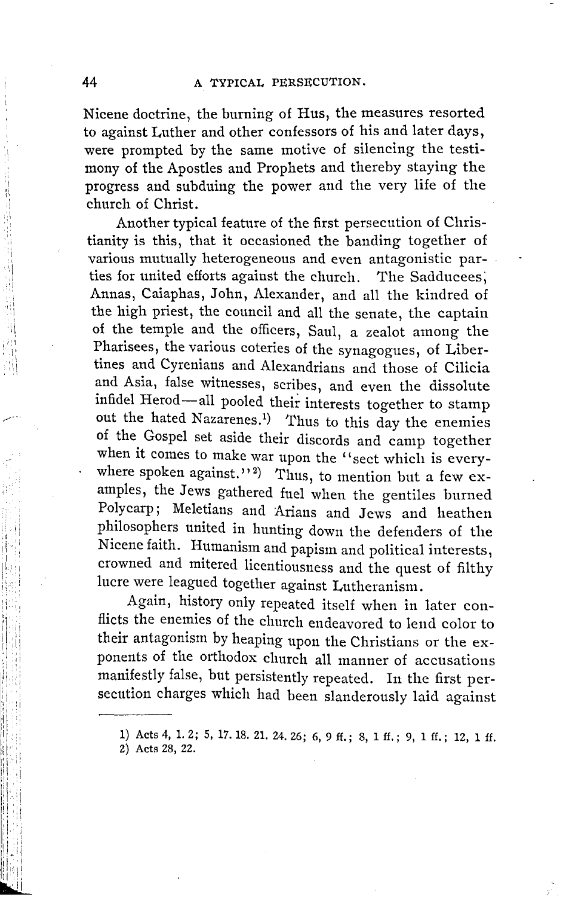Nicene doctrine, the burning of Hus, the measures resorted to against Luther and other confessors of his and later days, were prompted by the same motive of silencing the testimony of the Apostles and Prophets and thereby staying the progress and subduing the power and the very life of the church of Christ.

Another typical feature of the first persecution of Christianity is this, that it occasioned the banding together of various mutually heterogeneous and even antagonistic parties for united efforts against the church. The Sadducees, Annas, Caiaphas, John, Alexander, and all the kindred of the high priest, the council and all the senate, the captain of the temple and the officers, Saul, a zealot among the Pharisees, the various coteries of the synagogues, of Libertines and Cyrenians and Alexandrians and those of Cilicia and Asia, false witnesses, scribes, and even the dissolute infidel Herod—all pooled their interests together to stamp out the hated Nazarenes.[1] Thus to this day the enemies of the Gospel set aside their discords and camp together when it comes to make war upon the "sect which is everywhere spoken against."[2] Thus, to mention but a few examples, the Jews gathered fuel when the gentiles burned Polycarp; Meletians and Arians and Jews and heathen philosophers united in hunting down the defenders of the Nicene faith. Humanism and papism and political interests, crowned and mitered licentiousness and the quest of filthy lucre were leagued together against Lutheranism.

Again, history only repeated itself when in later conflicts the enemies of the church endeavored to lend color to their antagonism by heaping upon the Christians or the exponents of the orthodox church all manner of accusations manifestly false, but persistently repeated. In the first persecution charges which had been slanderously laid against

---

1) Acts 4, 1. 2; 5, 17. 18. 21. 24. 26; 6, 9 ff.; 8, 1 ff.; 9, 1 ff.; 12, 1 ff.
2) Acts 28, 22.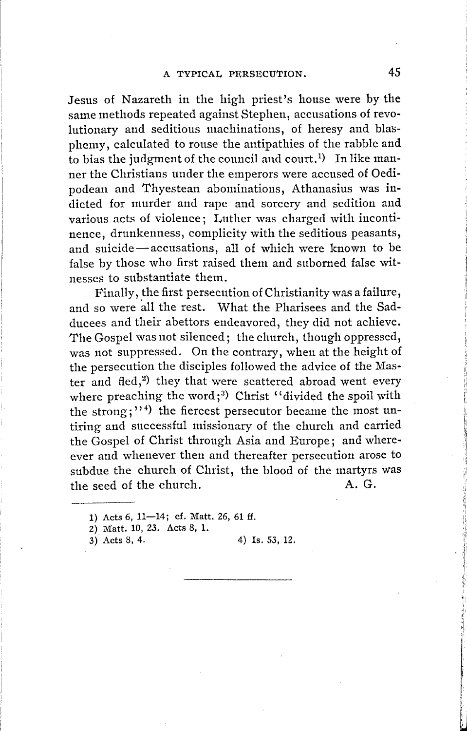Jesus of Nazareth in the high priest's house were by the same methods repeated against Stephen, accusations of revolutionary and seditious machinations, of heresy and blasphemy, calculated to rouse the antipathies of the rabble and to bias the judgment of the council and court.[1] In like manner the Christians under the emperors were accused of Oedipodean and Thyestean abominations, Athanasius was indicted for murder and rape and sorcery and sedition and various acts of violence; Luther was charged with incontinence, drunkenness, complicity with the seditious peasants, and suicide—accusations, all of which were known to be false by those who first raised them and suborned false witnesses to substantiate them.

Finally, the first persecution of Christianity was a failure, and so were all the rest. What the Pharisees and the Sadducees and their abettors endeavored, they did not achieve. The Gospel was not silenced; the church, though oppressed, was not suppressed. On the contrary, when at the height of the persecution the disciples followed the advice of the Master and fled,[2] they that were scattered abroad went every where preaching the word;[3] Christ "divided the spoil with the strong;"[4] the fiercest persecutor became the most untiring and successful missionary of the church and carried the Gospel of Christ through Asia and Europe; and whereever and whenever then and thereafter persecution arose to subdue the church of Christ, the blood of the martyrs was the seed of the church.

A. G.

---

1) Acts 6, 11—14; cf. Matt. 26, 61 ff.

2) Matt. 10, 23. Acts 8, 1.

3) Acts 8, 4.

4) Is. 53, 12.